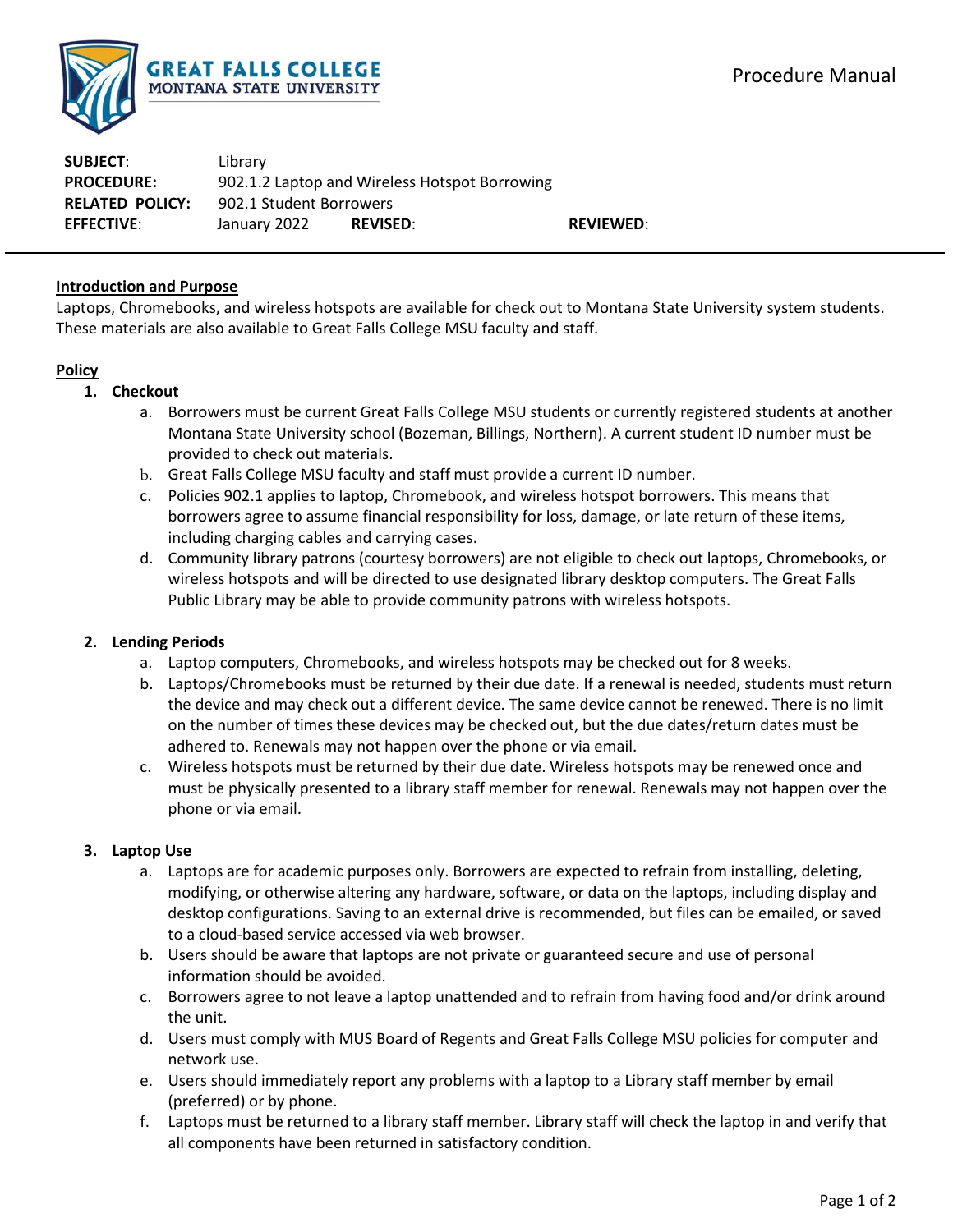Procedure Manual

| | | | |
|---|---|---|---|
| **SUBJECT**: | Library | | |
| **PROCEDURE:** | 902.1.2 Laptop and Wireless Hotspot Borrowing | | |
| **RELATED POLICY:** | 902.1 Student Borrowers | | |
| **EFFECTIVE**: | January 2022 | **REVISED**: | **REVIEWED**: |

## Introduction and Purpose

Laptops, Chromebooks, and wireless hotspots are available for check out to Montana State University system students. These materials are also available to Great Falls College MSU faculty and staff.

## Policy

1. **Checkout**
    a. Borrowers must be current Great Falls College MSU students or currently registered students at another Montana State University school (Bozeman, Billings, Northern). A current student ID number must be provided to check out materials.
    b. Great Falls College MSU faculty and staff must provide a current ID number.
    c. Policies 902.1 applies to laptop, Chromebook, and wireless hotspot borrowers. This means that borrowers agree to assume financial responsibility for loss, damage, or late return of these items, including charging cables and carrying cases.
    d. Community library patrons (courtesy borrowers) are not eligible to check out laptops, Chromebooks, or wireless hotspots and will be directed to use designated library desktop computers. The Great Falls Public Library may be able to provide community patrons with wireless hotspots.

2. **Lending Periods**
    a. Laptop computers, Chromebooks, and wireless hotspots may be checked out for 8 weeks.
    b. Laptops/Chromebooks must be returned by their due date. If a renewal is needed, students must return the device and may check out a different device. The same device cannot be renewed. There is no limit on the number of times these devices may be checked out, but the due dates/return dates must be adhered to. Renewals may not happen over the phone or via email.
    c. Wireless hotspots must be returned by their due date. Wireless hotspots may be renewed once and must be physically presented to a library staff member for renewal. Renewals may not happen over the phone or via email.

3. **Laptop Use**
    a. Laptops are for academic purposes only. Borrowers are expected to refrain from installing, deleting, modifying, or otherwise altering any hardware, software, or data on the laptops, including display and desktop configurations. Saving to an external drive is recommended, but files can be emailed, or saved to a cloud-based service accessed via web browser.
    b. Users should be aware that laptops are not private or guaranteed secure and use of personal information should be avoided.
    c. Borrowers agree to not leave a laptop unattended and to refrain from having food and/or drink around the unit.
    d. Users must comply with MUS Board of Regents and Great Falls College MSU policies for computer and network use.
    e. Users should immediately report any problems with a laptop to a Library staff member by email (preferred) or by phone.
    f. Laptops must be returned to a library staff member. Library staff will check the laptop in and verify that all components have been returned in satisfactory condition.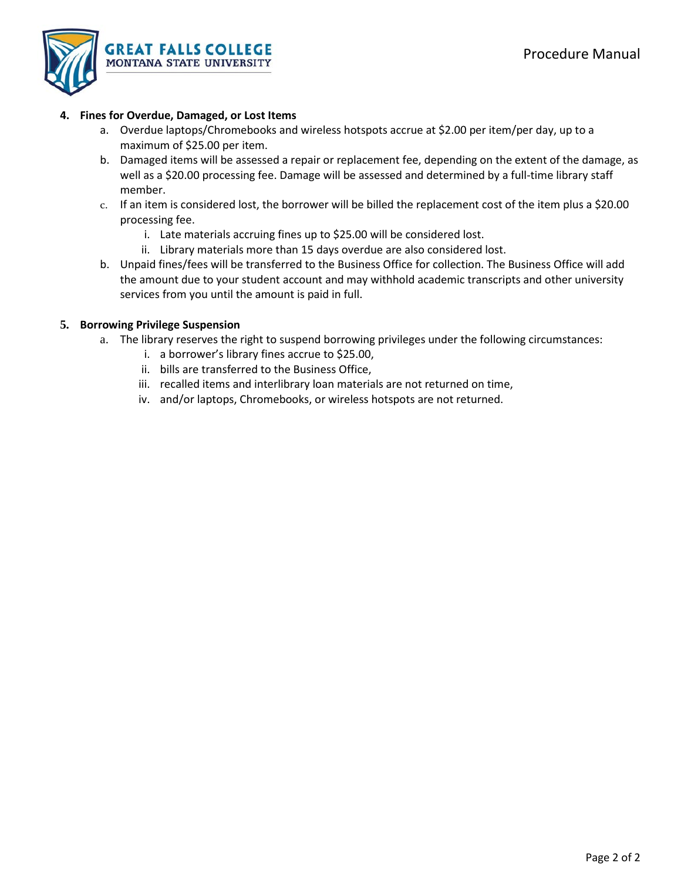4. **Fines for Overdue, Damaged, or Lost Items**
    a. Overdue laptops/Chromebooks and wireless hotspots accrue at $2.00 per item/per day, up to a maximum of $25.00 per item.
    b. Damaged items will be assessed a repair or replacement fee, depending on the extent of the damage, as well as a $20.00 processing fee. Damage will be assessed and determined by a full-time library staff member.
    c. If an item is considered lost, the borrower will be billed the replacement cost of the item plus a $20.00 processing fee.
        i. Late materials accruing fines up to $25.00 will be considered lost.
        ii. Library materials more than 15 days overdue are also considered lost.
    b. Unpaid fines/fees will be transferred to the Business Office for collection. The Business Office will add the amount due to your student account and may withhold academic transcripts and other university services from you until the amount is paid in full.

5. **Borrowing Privilege Suspension**
    a. The library reserves the right to suspend borrowing privileges under the following circumstances:
        i. a borrower's library fines accrue to $25.00,
        ii. bills are transferred to the Business Office,
        iii. recalled items and interlibrary loan materials are not returned on time,
        iv. and/or laptops, Chromebooks, or wireless hotspots are not returned.